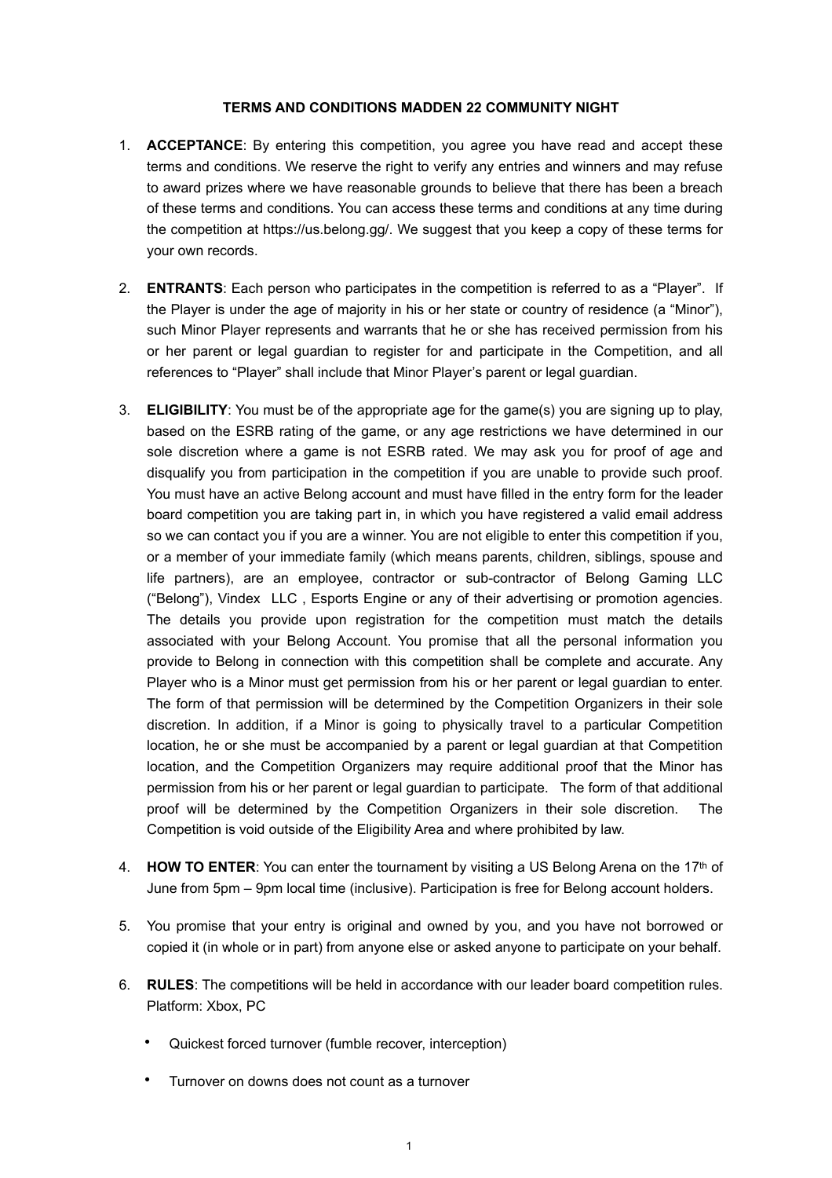**TERMS AND CONDITIONS MADDEN 22 COMMUNITY NIGHT**

1. **ACCEPTANCE**: By entering this competition, you agree you have read and accept these terms and conditions. We reserve the right to verify any entries and winners and may refuse to award prizes where we have reasonable grounds to believe that there has been a breach of these terms and conditions. You can access these terms and conditions at any time during the competition at https://us.belong.gg/. We suggest that you keep a copy of these terms for your own records.

2. **ENTRANTS**: Each person who participates in the competition is referred to as a "Player". If the Player is under the age of majority in his or her state or country of residence (a "Minor"), such Minor Player represents and warrants that he or she has received permission from his or her parent or legal guardian to register for and participate in the Competition, and all references to "Player" shall include that Minor Player's parent or legal guardian.

3. **ELIGIBILITY**: You must be of the appropriate age for the game(s) you are signing up to play, based on the ESRB rating of the game, or any age restrictions we have determined in our sole discretion where a game is not ESRB rated. We may ask you for proof of age and disqualify you from participation in the competition if you are unable to provide such proof. You must have an active Belong account and must have filled in the entry form for the leader board competition you are taking part in, in which you have registered a valid email address so we can contact you if you are a winner. You are not eligible to enter this competition if you, or a member of your immediate family (which means parents, children, siblings, spouse and life partners), are an employee, contractor or sub-contractor of Belong Gaming LLC ("Belong"), Vindex LLC , Esports Engine or any of their advertising or promotion agencies. The details you provide upon registration for the competition must match the details associated with your Belong Account. You promise that all the personal information you provide to Belong in connection with this competition shall be complete and accurate. Any Player who is a Minor must get permission from his or her parent or legal guardian to enter. The form of that permission will be determined by the Competition Organizers in their sole discretion. In addition, if a Minor is going to physically travel to a particular Competition location, he or she must be accompanied by a parent or legal guardian at that Competition location, and the Competition Organizers may require additional proof that the Minor has permission from his or her parent or legal guardian to participate. The form of that additional proof will be determined by the Competition Organizers in their sole discretion. The Competition is void outside of the Eligibility Area and where prohibited by law.

4. **HOW TO ENTER**: You can enter the tournament by visiting a US Belong Arena on the 17th of June from 5pm – 9pm local time (inclusive). Participation is free for Belong account holders.

5. You promise that your entry is original and owned by you, and you have not borrowed or copied it (in whole or in part) from anyone else or asked anyone to participate on your behalf.

6. **RULES**: The competitions will be held in accordance with our leader board competition rules. Platform: Xbox, PC

   - Quickest forced turnover (fumble recover, interception)
   - Turnover on downs does not count as a turnover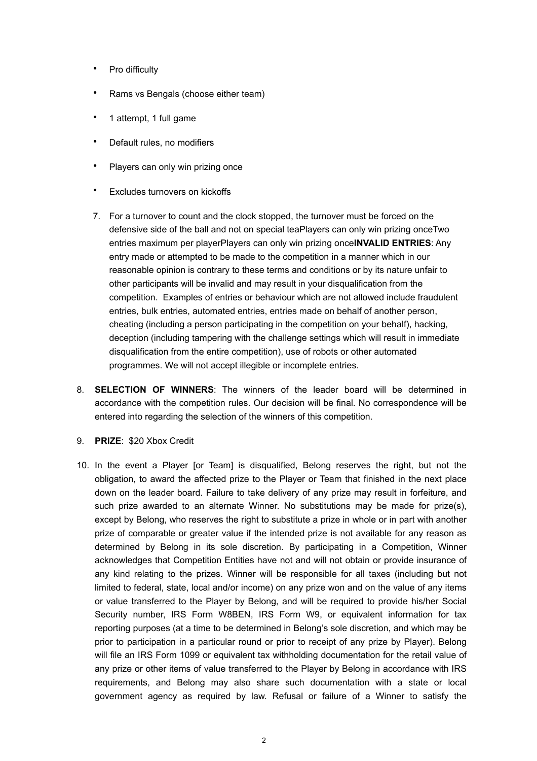- Pro difficulty
- Rams vs Bengals (choose either team)
- 1 attempt, 1 full game
- Default rules, no modifiers
- Players can only win prizing once
- Excludes turnovers on kickoffs

7. For a turnover to count and the clock stopped, the turnover must be forced on the defensive side of the ball and not on special teaPlayers can only win prizing onceTwo entries maximum per playerPlayers can only win prizing once**INVALID ENTRIES**: Any entry made or attempted to be made to the competition in a manner which in our reasonable opinion is contrary to these terms and conditions or by its nature unfair to other participants will be invalid and may result in your disqualification from the competition. Examples of entries or behaviour which are not allowed include fraudulent entries, bulk entries, automated entries, entries made on behalf of another person, cheating (including a person participating in the competition on your behalf), hacking, deception (including tampering with the challenge settings which will result in immediate disqualification from the entire competition), use of robots or other automated programmes. We will not accept illegible or incomplete entries.

8. **SELECTION OF WINNERS**: The winners of the leader board will be determined in accordance with the competition rules. Our decision will be final. No correspondence will be entered into regarding the selection of the winners of this competition.

9. **PRIZE**: $20 Xbox Credit

10. In the event a Player [or Team] is disqualified, Belong reserves the right, but not the obligation, to award the affected prize to the Player or Team that finished in the next place down on the leader board. Failure to take delivery of any prize may result in forfeiture, and such prize awarded to an alternate Winner. No substitutions may be made for prize(s), except by Belong, who reserves the right to substitute a prize in whole or in part with another prize of comparable or greater value if the intended prize is not available for any reason as determined by Belong in its sole discretion. By participating in a Competition, Winner acknowledges that Competition Entities have not and will not obtain or provide insurance of any kind relating to the prizes. Winner will be responsible for all taxes (including but not limited to federal, state, local and/or income) on any prize won and on the value of any items or value transferred to the Player by Belong, and will be required to provide his/her Social Security number, IRS Form W8BEN, IRS Form W9, or equivalent information for tax reporting purposes (at a time to be determined in Belong's sole discretion, and which may be prior to participation in a particular round or prior to receipt of any prize by Player). Belong will file an IRS Form 1099 or equivalent tax withholding documentation for the retail value of any prize or other items of value transferred to the Player by Belong in accordance with IRS requirements, and Belong may also share such documentation with a state or local government agency as required by law. Refusal or failure of a Winner to satisfy the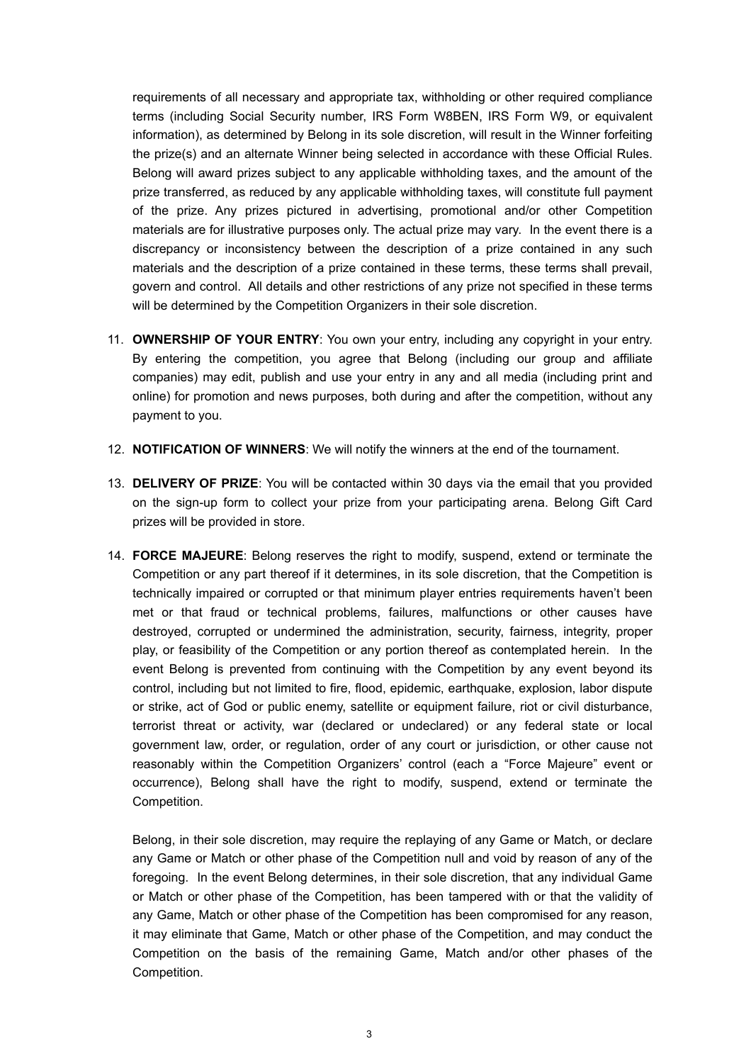requirements of all necessary and appropriate tax, withholding or other required compliance terms (including Social Security number, IRS Form W8BEN, IRS Form W9, or equivalent information), as determined by Belong in its sole discretion, will result in the Winner forfeiting the prize(s) and an alternate Winner being selected in accordance with these Official Rules. Belong will award prizes subject to any applicable withholding taxes, and the amount of the prize transferred, as reduced by any applicable withholding taxes, will constitute full payment of the prize. Any prizes pictured in advertising, promotional and/or other Competition materials are for illustrative purposes only. The actual prize may vary. In the event there is a discrepancy or inconsistency between the description of a prize contained in any such materials and the description of a prize contained in these terms, these terms shall prevail, govern and control. All details and other restrictions of any prize not specified in these terms will be determined by the Competition Organizers in their sole discretion.

11. **OWNERSHIP OF YOUR ENTRY**: You own your entry, including any copyright in your entry. By entering the competition, you agree that Belong (including our group and affiliate companies) may edit, publish and use your entry in any and all media (including print and online) for promotion and news purposes, both during and after the competition, without any payment to you.

12. **NOTIFICATION OF WINNERS**: We will notify the winners at the end of the tournament.

13. **DELIVERY OF PRIZE**: You will be contacted within 30 days via the email that you provided on the sign-up form to collect your prize from your participating arena. Belong Gift Card prizes will be provided in store.

14. **FORCE MAJEURE**: Belong reserves the right to modify, suspend, extend or terminate the Competition or any part thereof if it determines, in its sole discretion, that the Competition is technically impaired or corrupted or that minimum player entries requirements haven't been met or that fraud or technical problems, failures, malfunctions or other causes have destroyed, corrupted or undermined the administration, security, fairness, integrity, proper play, or feasibility of the Competition or any portion thereof as contemplated herein. In the event Belong is prevented from continuing with the Competition by any event beyond its control, including but not limited to fire, flood, epidemic, earthquake, explosion, labor dispute or strike, act of God or public enemy, satellite or equipment failure, riot or civil disturbance, terrorist threat or activity, war (declared or undeclared) or any federal state or local government law, order, or regulation, order of any court or jurisdiction, or other cause not reasonably within the Competition Organizers' control (each a "Force Majeure" event or occurrence), Belong shall have the right to modify, suspend, extend or terminate the Competition.

    Belong, in their sole discretion, may require the replaying of any Game or Match, or declare any Game or Match or other phase of the Competition null and void by reason of any of the foregoing. In the event Belong determines, in their sole discretion, that any individual Game or Match or other phase of the Competition, has been tampered with or that the validity of any Game, Match or other phase of the Competition has been compromised for any reason, it may eliminate that Game, Match or other phase of the Competition, and may conduct the Competition on the basis of the remaining Game, Match and/or other phases of the Competition.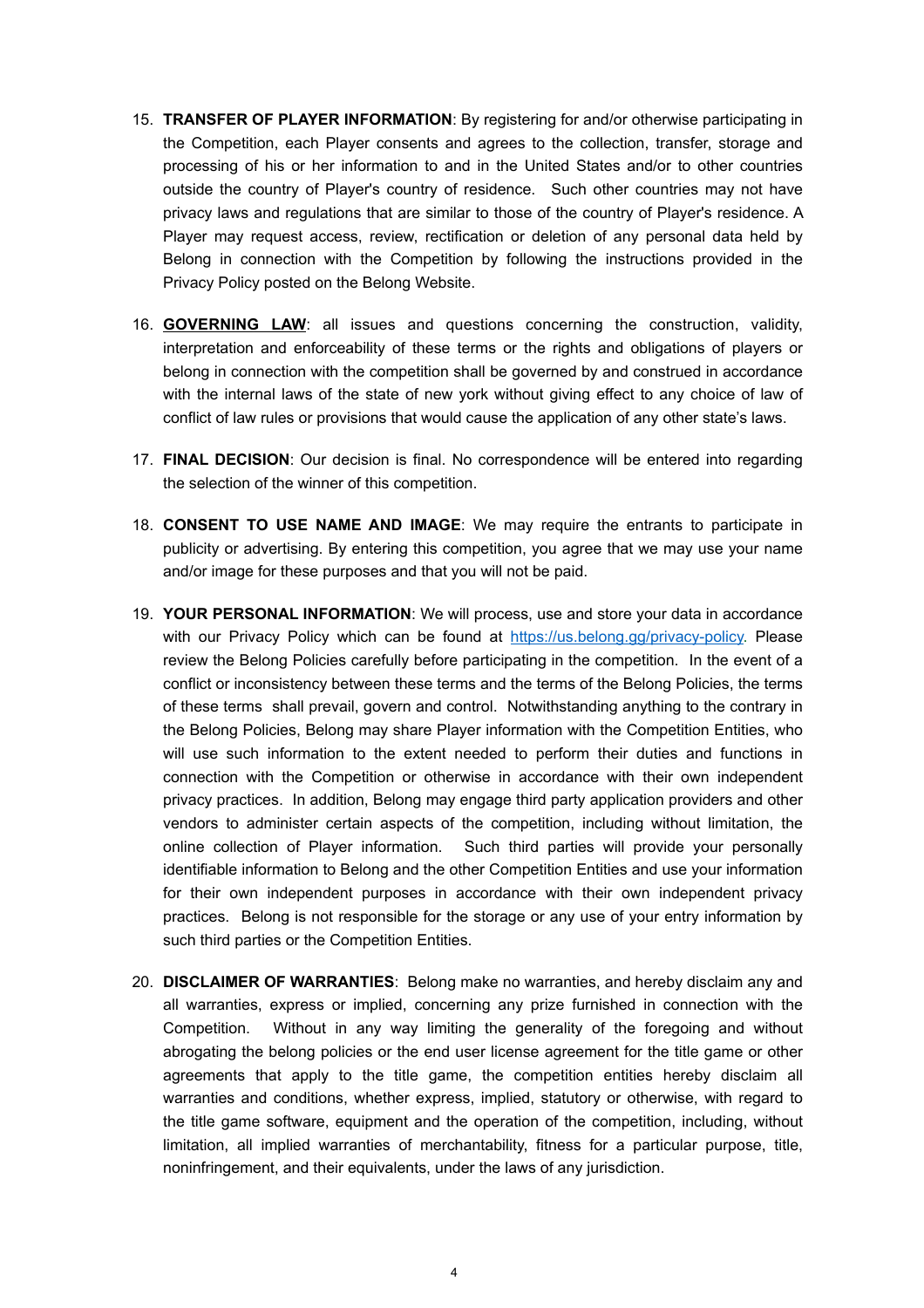15. **TRANSFER OF PLAYER INFORMATION**: By registering for and/or otherwise participating in the Competition, each Player consents and agrees to the collection, transfer, storage and processing of his or her information to and in the United States and/or to other countries outside the country of Player's country of residence. Such other countries may not have privacy laws and regulations that are similar to those of the country of Player's residence. A Player may request access, review, rectification or deletion of any personal data held by Belong in connection with the Competition by following the instructions provided in the Privacy Policy posted on the Belong Website.

16. **GOVERNING LAW**: all issues and questions concerning the construction, validity, interpretation and enforceability of these terms or the rights and obligations of players or belong in connection with the competition shall be governed by and construed in accordance with the internal laws of the state of new york without giving effect to any choice of law of conflict of law rules or provisions that would cause the application of any other state's laws.

17. **FINAL DECISION**: Our decision is final. No correspondence will be entered into regarding the selection of the winner of this competition.

18. **CONSENT TO USE NAME AND IMAGE**: We may require the entrants to participate in publicity or advertising. By entering this competition, you agree that we may use your name and/or image for these purposes and that you will not be paid.

19. **YOUR PERSONAL INFORMATION**: We will process, use and store your data in accordance with our Privacy Policy which can be found at [https://us.belong.gg/privacy-policy](https://us.belong.gg/privacy-policy). Please review the Belong Policies carefully before participating in the competition. In the event of a conflict or inconsistency between these terms and the terms of the Belong Policies, the terms of these terms shall prevail, govern and control. Notwithstanding anything to the contrary in the Belong Policies, Belong may share Player information with the Competition Entities, who will use such information to the extent needed to perform their duties and functions in connection with the Competition or otherwise in accordance with their own independent privacy practices. In addition, Belong may engage third party application providers and other vendors to administer certain aspects of the competition, including without limitation, the online collection of Player information. Such third parties will provide your personally identifiable information to Belong and the other Competition Entities and use your information for their own independent purposes in accordance with their own independent privacy practices. Belong is not responsible for the storage or any use of your entry information by such third parties or the Competition Entities.

20. **DISCLAIMER OF WARRANTIES**: Belong make no warranties, and hereby disclaim any and all warranties, express or implied, concerning any prize furnished in connection with the Competition. Without in any way limiting the generality of the foregoing and without abrogating the belong policies or the end user license agreement for the title game or other agreements that apply to the title game, the competition entities hereby disclaim all warranties and conditions, whether express, implied, statutory or otherwise, with regard to the title game software, equipment and the operation of the competition, including, without limitation, all implied warranties of merchantability, fitness for a particular purpose, title, noninfringement, and their equivalents, under the laws of any jurisdiction.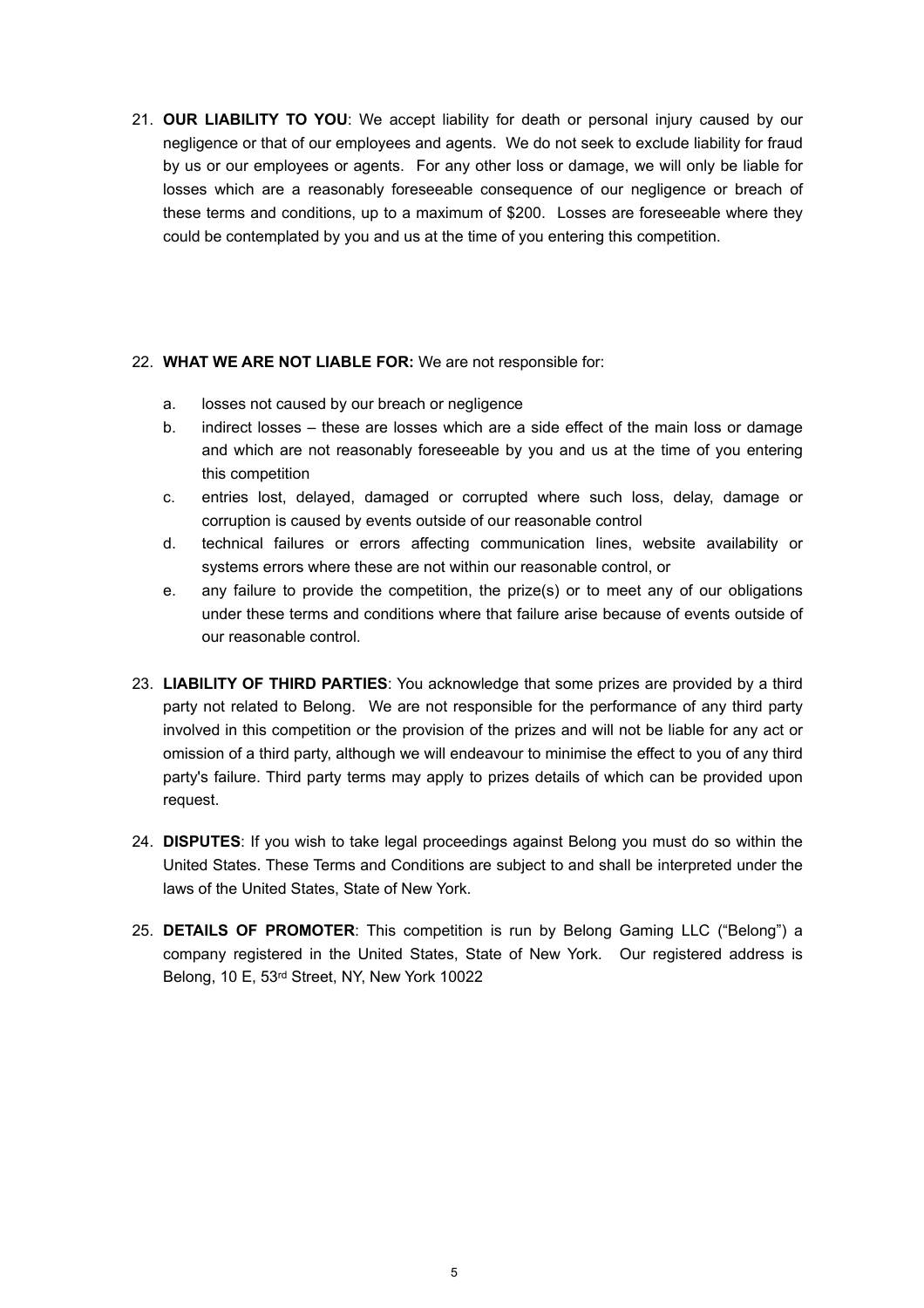21. **OUR LIABILITY TO YOU**: We accept liability for death or personal injury caused by our negligence or that of our employees and agents. We do not seek to exclude liability for fraud by us or our employees or agents. For any other loss or damage, we will only be liable for losses which are a reasonably foreseeable consequence of our negligence or breach of these terms and conditions, up to a maximum of $200. Losses are foreseeable where they could be contemplated by you and us at the time of you entering this competition.

22. **WHAT WE ARE NOT LIABLE FOR:** We are not responsible for:

    a. losses not caused by our breach or negligence

    b. indirect losses – these are losses which are a side effect of the main loss or damage and which are not reasonably foreseeable by you and us at the time of you entering this competition

    c. entries lost, delayed, damaged or corrupted where such loss, delay, damage or corruption is caused by events outside of our reasonable control

    d. technical failures or errors affecting communication lines, website availability or systems errors where these are not within our reasonable control, or

    e. any failure to provide the competition, the prize(s) or to meet any of our obligations under these terms and conditions where that failure arise because of events outside of our reasonable control.

23. **LIABILITY OF THIRD PARTIES**: You acknowledge that some prizes are provided by a third party not related to Belong. We are not responsible for the performance of any third party involved in this competition or the provision of the prizes and will not be liable for any act or omission of a third party, although we will endeavour to minimise the effect to you of any third party's failure. Third party terms may apply to prizes details of which can be provided upon request.

24. **DISPUTES**: If you wish to take legal proceedings against Belong you must do so within the United States. These Terms and Conditions are subject to and shall be interpreted under the laws of the United States, State of New York.

25. **DETAILS OF PROMOTER**: This competition is run by Belong Gaming LLC ("Belong") a company registered in the United States, State of New York. Our registered address is Belong, 10 E, 53rd Street, NY, New York 10022